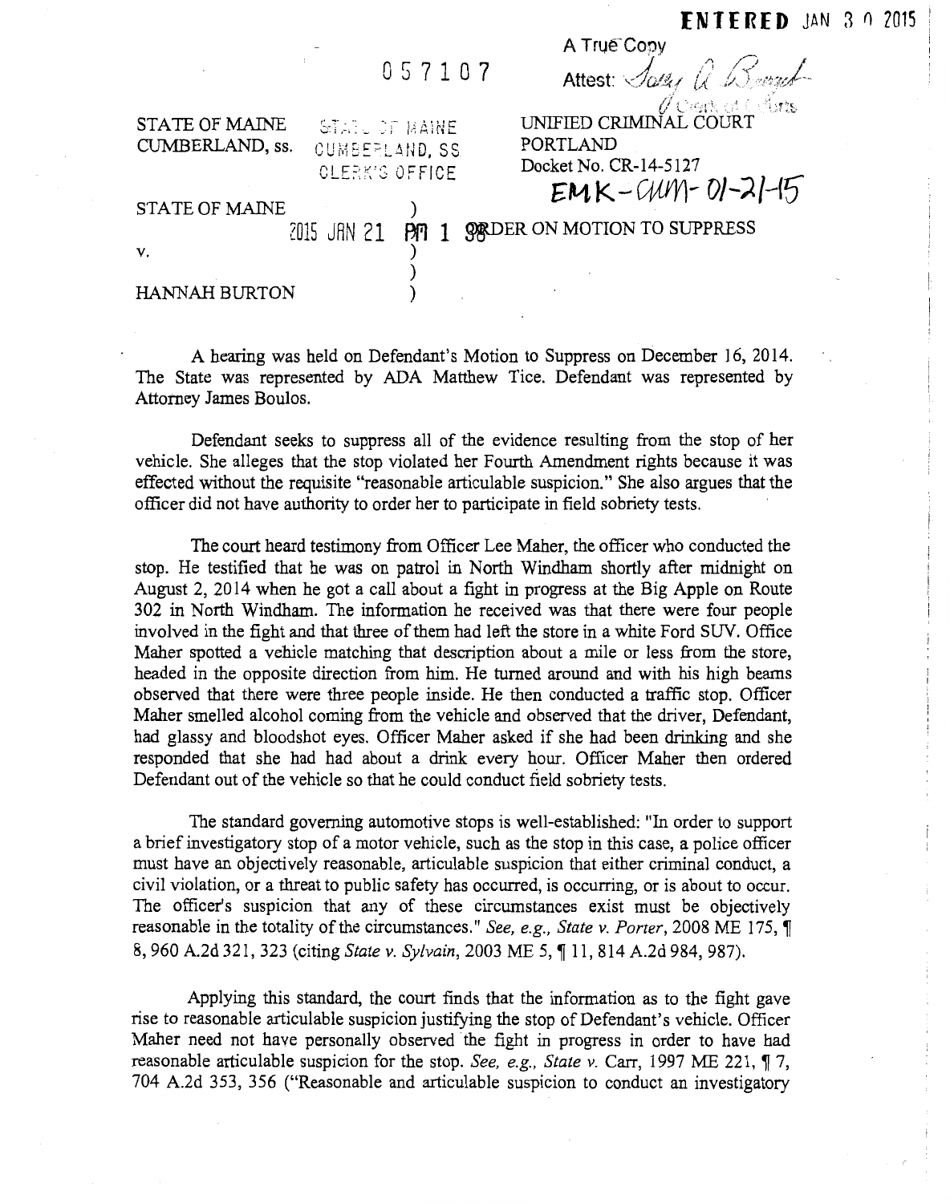**ENTERED** JAN 30 2015

057107

A True Copy
Attest: [signature]
Clerk of Courts

STATE OF MAINE
CUMBERLAND, ss.

STATE OF MAINE
CUMBERLAND, SS
CLERK'S OFFICE

UNIFIED CRIMINAL COURT
PORTLAND
Docket No. CR-14-5127
EMK-CUM-01-21-15

2015 JAN 21 PM 1 38

STATE OF MAINE )
 ) ORDER ON MOTION TO SUPPRESS
v. )
 )
HANNAH BURTON )

A hearing was held on Defendant's Motion to Suppress on December 16, 2014. The State was represented by ADA Matthew Tice. Defendant was represented by Attorney James Boulos.

Defendant seeks to suppress all of the evidence resulting from the stop of her vehicle. She alleges that the stop violated her Fourth Amendment rights because it was effected without the requisite "reasonable articulable suspicion." She also argues that the officer did not have authority to order her to participate in field sobriety tests.

The court heard testimony from Officer Lee Maher, the officer who conducted the stop. He testified that he was on patrol in North Windham shortly after midnight on August 2, 2014 when he got a call about a fight in progress at the Big Apple on Route 302 in North Windham. The information he received was that there were four people involved in the fight and that three of them had left the store in a white Ford SUV. Office Maher spotted a vehicle matching that description about a mile or less from the store, headed in the opposite direction from him. He turned around and with his high beams observed that there were three people inside. He then conducted a traffic stop. Officer Maher smelled alcohol coming from the vehicle and observed that the driver, Defendant, had glassy and bloodshot eyes. Officer Maher asked if she had been drinking and she responded that she had had about a drink every hour. Officer Maher then ordered Defendant out of the vehicle so that he could conduct field sobriety tests.

The standard governing automotive stops is well-established: "In order to support a brief investigatory stop of a motor vehicle, such as the stop in this case, a police officer must have an objectively reasonable, articulable suspicion that either criminal conduct, a civil violation, or a threat to public safety has occurred, is occurring, or is about to occur. The officer's suspicion that any of these circumstances exist must be objectively reasonable in the totality of the circumstances." *See, e.g., State v. Porter*, 2008 ME 175, ¶ 8, 960 A.2d 321, 323 (citing *State v. Sylvain*, 2003 ME 5, ¶ 11, 814 A.2d 984, 987).

Applying this standard, the court finds that the information as to the fight gave rise to reasonable articulable suspicion justifying the stop of Defendant's vehicle. Officer Maher need not have personally observed the fight in progress in order to have had reasonable articulable suspicion for the stop. *See, e.g., State v.* Carr, 1997 ME 221, ¶ 7, 704 A.2d 353, 356 ("Reasonable and articulable suspicion to conduct an investigatory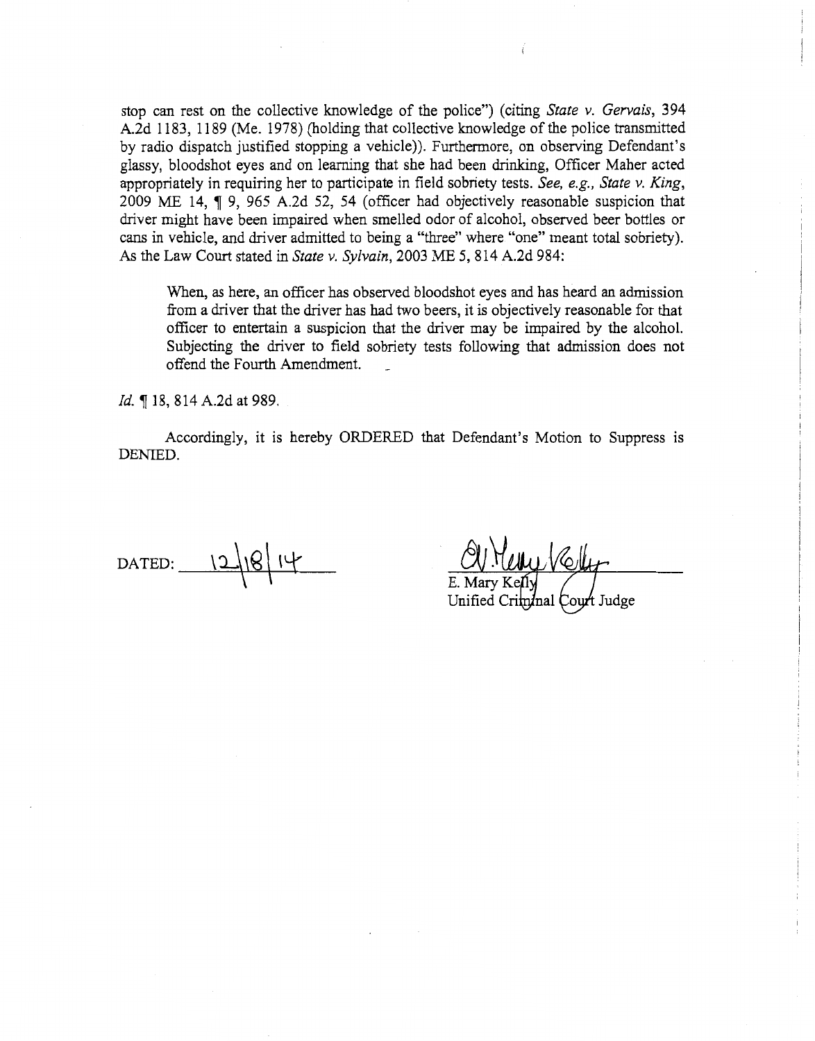stop can rest on the collective knowledge of the police") (citing *State v. Gervais*, 394 A.2d 1183, 1189 (Me. 1978) (holding that collective knowledge of the police transmitted by radio dispatch justified stopping a vehicle)). Furthermore, on observing Defendant's glassy, bloodshot eyes and on learning that she had been drinking, Officer Maher acted appropriately in requiring her to participate in field sobriety tests. *See, e.g., State v. King*, 2009 ME 14, ¶ 9, 965 A.2d 52, 54 (officer had objectively reasonable suspicion that driver might have been impaired when smelled odor of alcohol, observed beer bottles or cans in vehicle, and driver admitted to being a "three" where "one" meant total sobriety). As the Law Court stated in *State v. Sylvain*, 2003 ME 5, 814 A.2d 984:

> When, as here, an officer has observed bloodshot eyes and has heard an admission from a driver that the driver has had two beers, it is objectively reasonable for that officer to entertain a suspicion that the driver may be impaired by the alcohol. Subjecting the driver to field sobriety tests following that admission does not offend the Fourth Amendment.

*Id.* ¶ 18, 814 A.2d at 989.

Accordingly, it is hereby ORDERED that Defendant's Motion to Suppress is DENIED.

DATED: 12/18/14

E. Mary Kelly
Unified Criminal Court Judge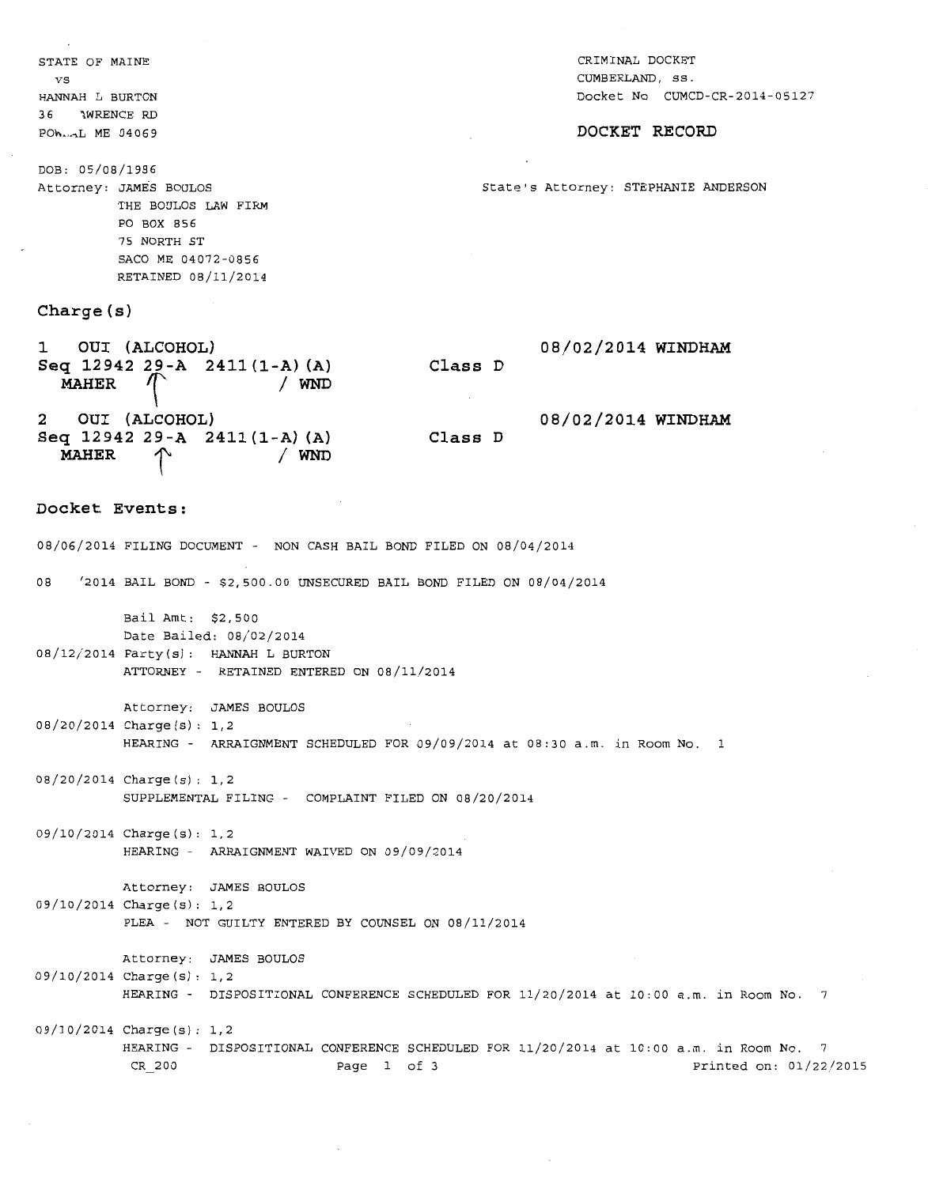STATE OF MAINE
vs
HANNAH L BURTON
36 WRENCE RD
POWNAL ME 04069

CRIMINAL DOCKET
CUMBERLAND, ss.
Docket No CUMCD-CR-2014-05127

**DOCKET RECORD**

DOB: 05/08/1986
Attorney: JAMES BOULOS
THE BOULOS LAW FIRM
PO BOX 856
75 NORTH ST
SACO ME 04072-0856
RETAINED 08/11/2014

State's Attorney: STEPHANIE ANDERSON

## Charge(s)

**1 OUI (ALCOHOL)** **08/02/2014 WINDHAM**
**Seq 12942 29-A 2411(1-A)(A)** **Class D**
**MAHER / WND**

**2 OUI (ALCOHOL)** **08/02/2014 WINDHAM**
**Seq 12942 29-A 2411(1-A)(A)** **Class D**
**MAHER / WND**

## Docket Events:

08/06/2014 FILING DOCUMENT - NON CASH BAIL BOND FILED ON 08/04/2014

08 '2014 BAIL BOND - $2,500.00 UNSECURED BAIL BOND FILED ON 08/04/2014

Bail Amt: $2,500
Date Bailed: 08/02/2014

08/12/2014 Party(s): HANNAH L BURTON
ATTORNEY - RETAINED ENTERED ON 08/11/2014

Attorney: JAMES BOULOS

08/20/2014 Charge(s): 1,2
HEARING - ARRAIGNMENT SCHEDULED FOR 09/09/2014 at 08:30 a.m. in Room No. 1

08/20/2014 Charge(s): 1,2
SUPPLEMENTAL FILING - COMPLAINT FILED ON 08/20/2014

09/10/2014 Charge(s): 1,2
HEARING - ARRAIGNMENT WAIVED ON 09/09/2014

Attorney: JAMES BOULOS

09/10/2014 Charge(s): 1,2
PLEA - NOT GUILTY ENTERED BY COUNSEL ON 08/11/2014

Attorney: JAMES BOULOS

09/10/2014 Charge(s): 1,2
HEARING - DISPOSITIONAL CONFERENCE SCHEDULED FOR 11/20/2014 at 10:00 a.m. in Room No. 7

09/10/2014 Charge(s): 1,2
HEARING - DISPOSITIONAL CONFERENCE SCHEDULED FOR 11/20/2014 at 10:00 a.m. in Room No. 7

CR_200 Printed on: 01/22/2015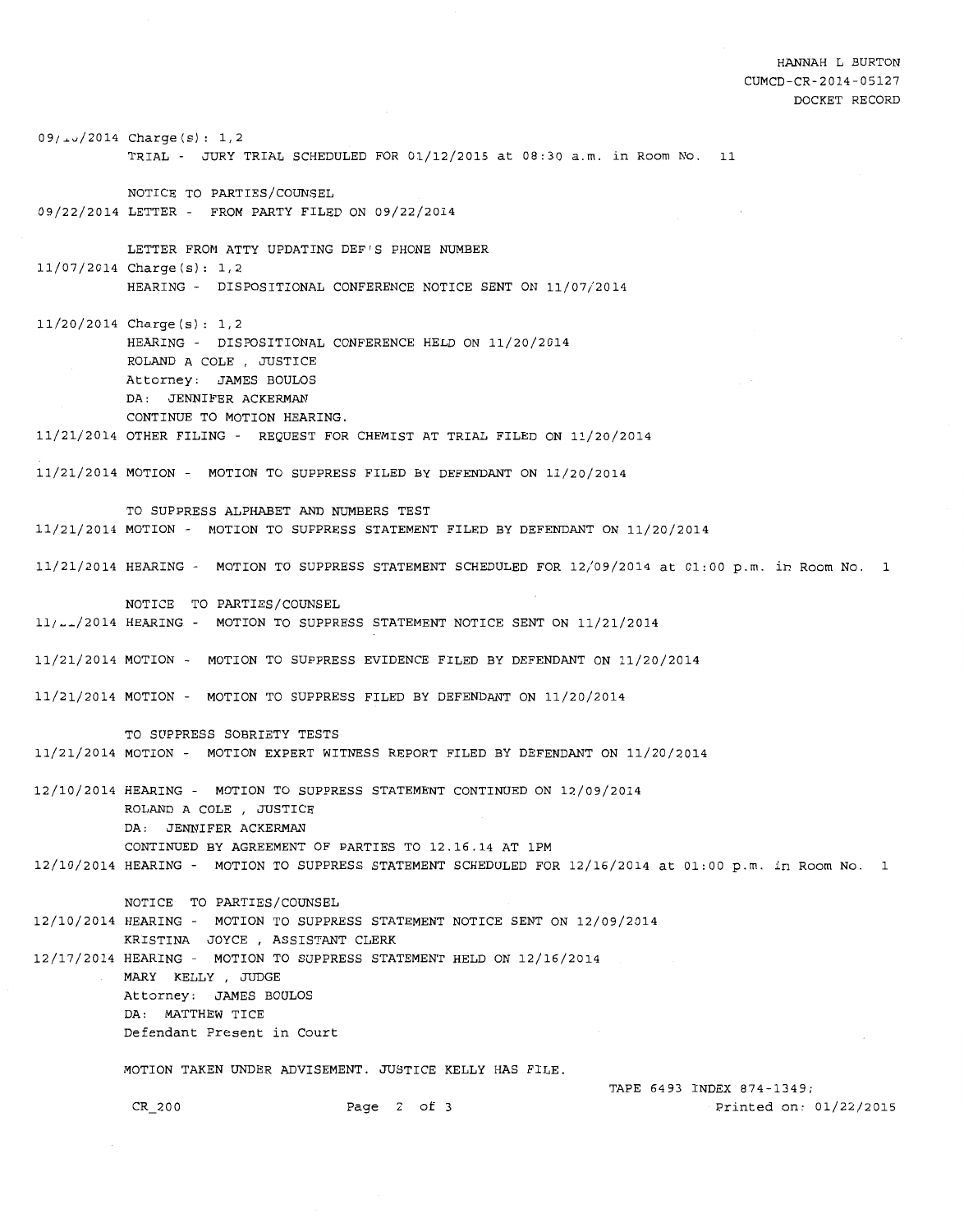09/10/2014 Charge(s): 1,2
TRIAL - JURY TRIAL SCHEDULED FOR 01/12/2015 at 08:30 a.m. in Room No. 11

NOTICE TO PARTIES/COUNSEL

09/22/2014 LETTER - FROM PARTY FILED ON 09/22/2014

LETTER FROM ATTY UPDATING DEF'S PHONE NUMBER

11/07/2014 Charge(s): 1,2
HEARING - DISPOSITIONAL CONFERENCE NOTICE SENT ON 11/07/2014

11/20/2014 Charge(s): 1,2
HEARING - DISPOSITIONAL CONFERENCE HELD ON 11/20/2014
ROLAND A COLE , JUSTICE
Attorney: JAMES BOULOS
DA: JENNIFER ACKERMAN
CONTINUE TO MOTION HEARING.

11/21/2014 OTHER FILING - REQUEST FOR CHEMIST AT TRIAL FILED ON 11/20/2014

11/21/2014 MOTION - MOTION TO SUPPRESS FILED BY DEFENDANT ON 11/20/2014

TO SUPPRESS ALPHABET AND NUMBERS TEST

11/21/2014 MOTION - MOTION TO SUPPRESS STATEMENT FILED BY DEFENDANT ON 11/20/2014

11/21/2014 HEARING - MOTION TO SUPPRESS STATEMENT SCHEDULED FOR 12/09/2014 at 01:00 p.m. in Room No. 1

NOTICE TO PARTIES/COUNSEL

11/21/2014 HEARING - MOTION TO SUPPRESS STATEMENT NOTICE SENT ON 11/21/2014

11/21/2014 MOTION - MOTION TO SUPPRESS EVIDENCE FILED BY DEFENDANT ON 11/20/2014

11/21/2014 MOTION - MOTION TO SUPPRESS FILED BY DEFENDANT ON 11/20/2014

TO SUPPRESS SOBRIETY TESTS

11/21/2014 MOTION - MOTION EXPERT WITNESS REPORT FILED BY DEFENDANT ON 11/20/2014

12/10/2014 HEARING - MOTION TO SUPPRESS STATEMENT CONTINUED ON 12/09/2014
ROLAND A COLE , JUSTICE
DA: JENNIFER ACKERMAN
CONTINUED BY AGREEMENT OF PARTIES TO 12.16.14 AT 1PM

12/10/2014 HEARING - MOTION TO SUPPRESS STATEMENT SCHEDULED FOR 12/16/2014 at 01:00 p.m. in Room No. 1

NOTICE TO PARTIES/COUNSEL

12/10/2014 HEARING - MOTION TO SUPPRESS STATEMENT NOTICE SENT ON 12/09/2014
KRISTINA JOYCE , ASSISTANT CLERK

12/17/2014 HEARING - MOTION TO SUPPRESS STATEMENT HELD ON 12/16/2014
MARY KELLY , JUDGE
Attorney: JAMES BOULOS
DA: MATTHEW TICE
Defendant Present in Court

MOTION TAKEN UNDER ADVISEMENT. JUSTICE KELLY HAS FILE.

TAPE 6493 INDEX 874-1349;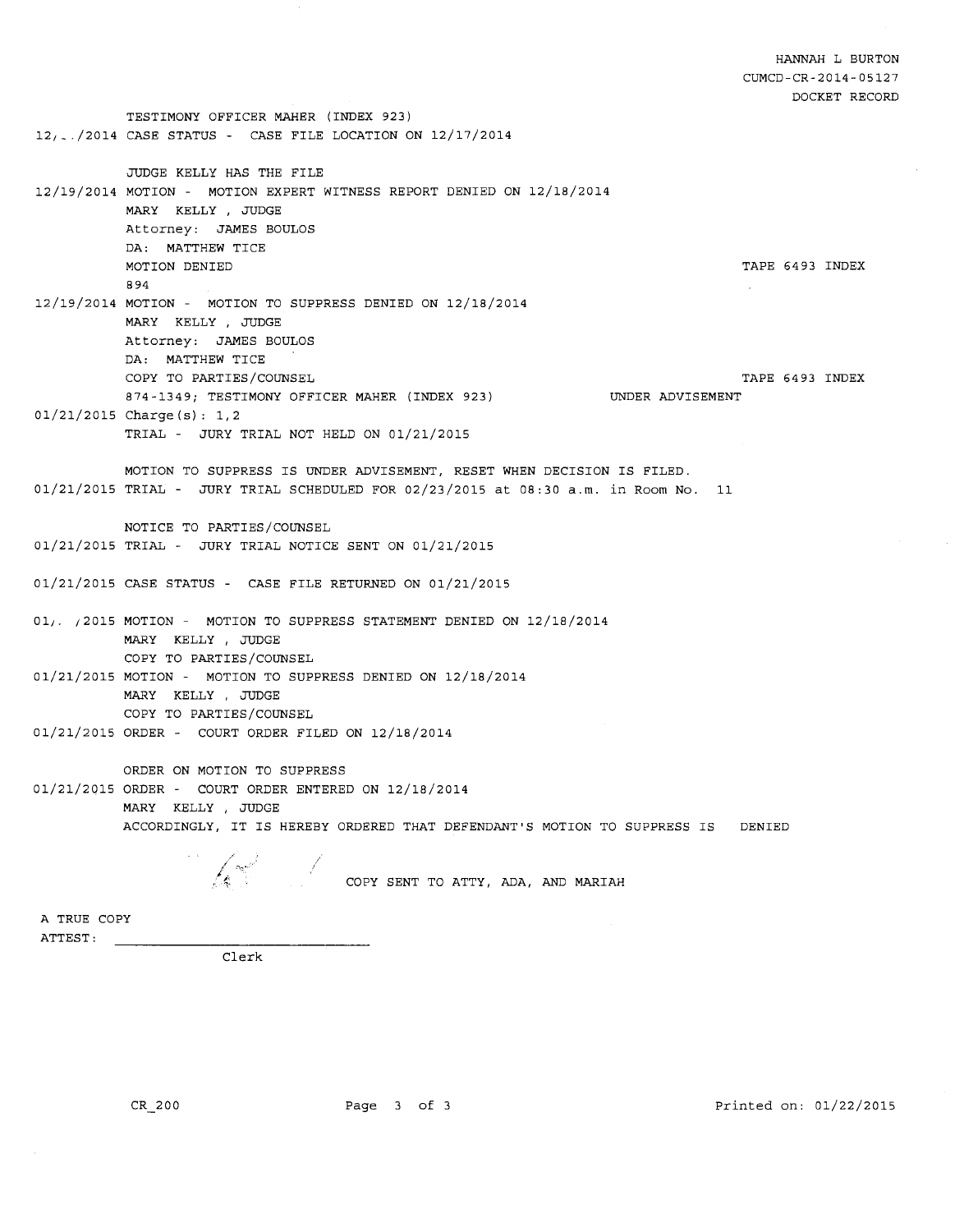HANNAH L BURTON
CUMCD-CR-2014-05127
DOCKET RECORD

TESTIMONY OFFICER MAHER (INDEX 923)

12/../2014 CASE STATUS - CASE FILE LOCATION ON 12/17/2014

JUDGE KELLY HAS THE FILE

12/19/2014 MOTION - MOTION EXPERT WITNESS REPORT DENIED ON 12/18/2014
MARY KELLY , JUDGE
Attorney: JAMES BOULOS
DA: MATTHEW TICE
MOTION DENIED — TAPE 6493 INDEX
894

12/19/2014 MOTION - MOTION TO SUPPRESS DENIED ON 12/18/2014
MARY KELLY , JUDGE
Attorney: JAMES BOULOS
DA: MATTHEW TICE
COPY TO PARTIES/COUNSEL — TAPE 6493 INDEX
874-1349; TESTIMONY OFFICER MAHER (INDEX 923) — UNDER ADVISEMENT

01/21/2015 Charge(s): 1,2
TRIAL - JURY TRIAL NOT HELD ON 01/21/2015

MOTION TO SUPPRESS IS UNDER ADVISEMENT, RESET WHEN DECISION IS FILED.

01/21/2015 TRIAL - JURY TRIAL SCHEDULED FOR 02/23/2015 at 08:30 a.m. in Room No. 11

NOTICE TO PARTIES/COUNSEL

01/21/2015 TRIAL - JURY TRIAL NOTICE SENT ON 01/21/2015

01/21/2015 CASE STATUS - CASE FILE RETURNED ON 01/21/2015

01/. /2015 MOTION - MOTION TO SUPPRESS STATEMENT DENIED ON 12/18/2014
MARY KELLY , JUDGE
COPY TO PARTIES/COUNSEL

01/21/2015 MOTION - MOTION TO SUPPRESS DENIED ON 12/18/2014
MARY KELLY , JUDGE
COPY TO PARTIES/COUNSEL

01/21/2015 ORDER - COURT ORDER FILED ON 12/18/2014

ORDER ON MOTION TO SUPPRESS

01/21/2015 ORDER - COURT ORDER ENTERED ON 12/18/2014
MARY KELLY , JUDGE
ACCORDINGLY, IT IS HEREBY ORDERED THAT DEFENDANT'S MOTION TO SUPPRESS IS DENIED

COPY SENT TO ATTY, ADA, AND MARIAH

A TRUE COPY
ATTEST: ______________________________
Clerk

CR_200

Printed on: 01/22/2015